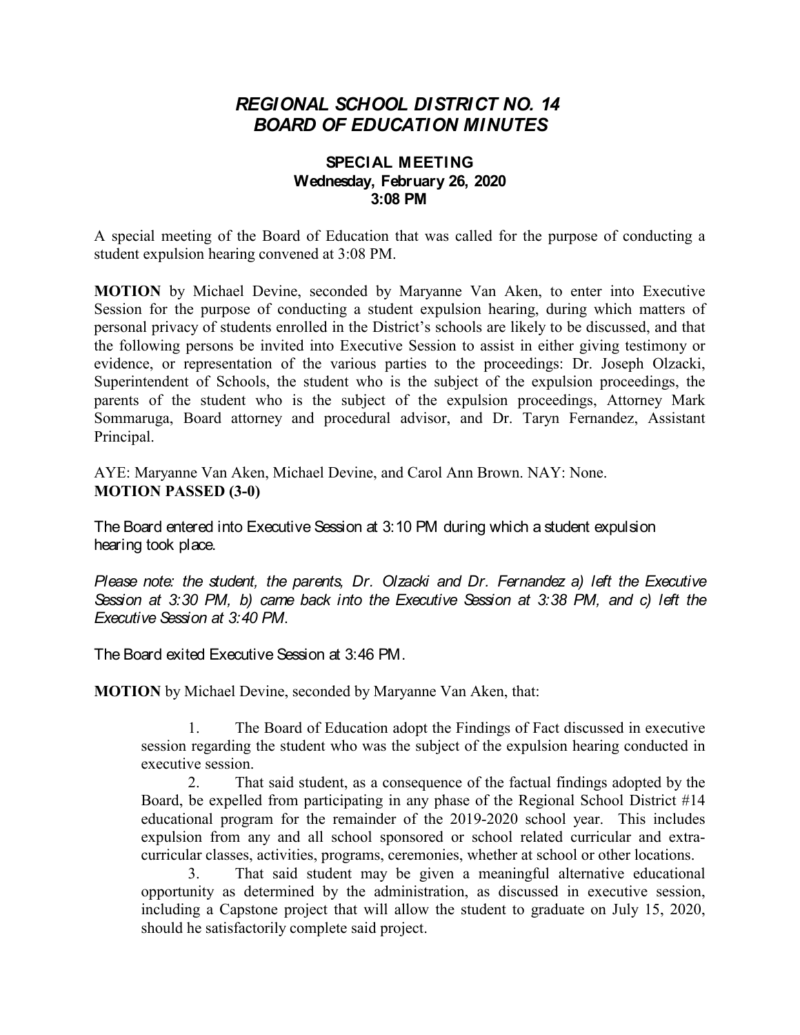# *REGIONAL SCHOOL DISTRICT NO. 14*
# *BOARD OF EDUCATION MINUTES*

**SPECIAL MEETING**
**Wednesday, February 26, 2020**
**3:08 PM**

A special meeting of the Board of Education that was called for the purpose of conducting a student expulsion hearing convened at 3:08 PM.

**MOTION** by Michael Devine, seconded by Maryanne Van Aken, to enter into Executive Session for the purpose of conducting a student expulsion hearing, during which matters of personal privacy of students enrolled in the District's schools are likely to be discussed, and that the following persons be invited into Executive Session to assist in either giving testimony or evidence, or representation of the various parties to the proceedings: Dr. Joseph Olzacki, Superintendent of Schools, the student who is the subject of the expulsion proceedings, the parents of the student who is the subject of the expulsion proceedings, Attorney Mark Sommaruga, Board attorney and procedural advisor, and Dr. Taryn Fernandez, Assistant Principal.

AYE: Maryanne Van Aken, Michael Devine, and Carol Ann Brown. NAY: None.
**MOTION PASSED (3-0)**

The Board entered into Executive Session at 3:10 PM during which a student expulsion hearing took place.

*Please note: the student, the parents, Dr. Olzacki and Dr. Fernandez a) left the Executive Session at 3:30 PM, b) came back into the Executive Session at 3:38 PM, and c) left the Executive Session at 3:40 PM.*

The Board exited Executive Session at 3:46 PM.

**MOTION** by Michael Devine, seconded by Maryanne Van Aken, that:

1. The Board of Education adopt the Findings of Fact discussed in executive session regarding the student who was the subject of the expulsion hearing conducted in executive session.
2. That said student, as a consequence of the factual findings adopted by the Board, be expelled from participating in any phase of the Regional School District #14 educational program for the remainder of the 2019-2020 school year. This includes expulsion from any and all school sponsored or school related curricular and extra-curricular classes, activities, programs, ceremonies, whether at school or other locations.
3. That said student may be given a meaningful alternative educational opportunity as determined by the administration, as discussed in executive session, including a Capstone project that will allow the student to graduate on July 15, 2020, should he satisfactorily complete said project.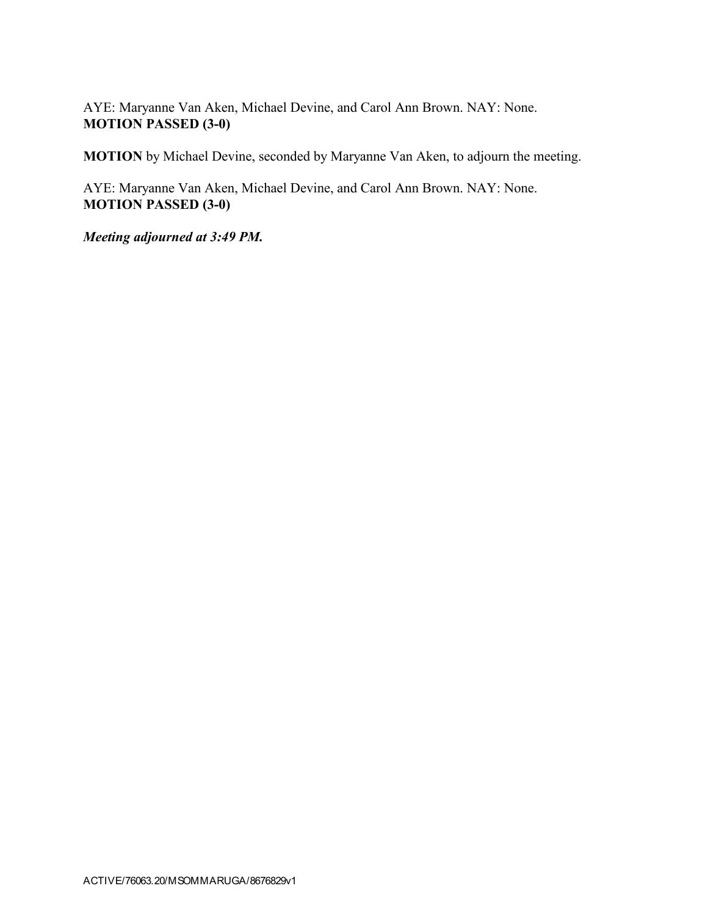AYE: Maryanne Van Aken, Michael Devine, and Carol Ann Brown. NAY: None.
**MOTION PASSED (3-0)**

**MOTION** by Michael Devine, seconded by Maryanne Van Aken, to adjourn the meeting.

AYE: Maryanne Van Aken, Michael Devine, and Carol Ann Brown. NAY: None.
**MOTION PASSED (3-0)**

***Meeting adjourned at 3:49 PM.***

ACTIVE/76063.20/MSOMMARUGA/8676829v1